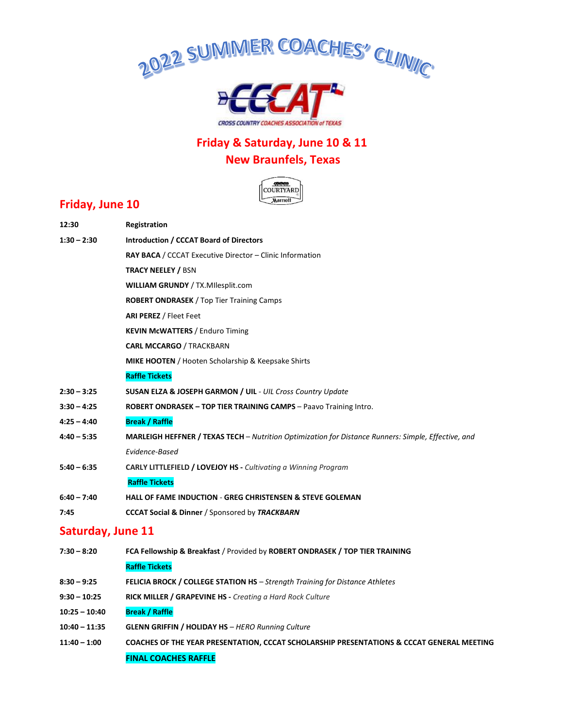# 2022 SUMMER COACHES' CLINIC

CCCAT
CROSS COUNTRY COACHES ASSOCIATION of TEXAS

## Friday & Saturday, June 10 & 11
## New Braunfels, Texas

COURTYARD Marriott

## Friday, June 10

| | |
|---|---|
| **12:30** | **Registration** |
| **1:30 – 2:30** | **Introduction / CCCAT Board of Directors** |
| | **RAY BACA** / CCCAT Executive Director – Clinic Information |
| | **TRACY NEELEY /** BSN |
| | **WILLIAM GRUNDY** / TX.MIlesplit.com |
| | **ROBERT ONDRASEK** / Top Tier Training Camps |
| | **ARI PEREZ** / Fleet Feet |
| | **KEVIN McWATTERS** / Enduro Timing |
| | **CARL MCCARGO** / TRACKBARN |
| | **MIKE HOOTEN** / Hooten Scholarship & Keepsake Shirts |
| | **Raffle Tickets** |
| **2:30 – 3:25** | **SUSAN ELZA & JOSEPH GARMON / UIL** - *UIL Cross Country Update* |
| **3:30 – 4:25** | **ROBERT ONDRASEK – TOP TIER TRAINING CAMPS** – Paavo Training Intro. |
| **4:25 – 4:40** | **Break / Raffle** |
| **4:40 – 5:35** | **MARLEIGH HEFFNER / TEXAS TECH** – *Nutrition Optimization for Distance Runners: Simple, Effective, and Evidence-Based* |
| **5:40 – 6:35** | **CARLY LITTLEFIELD / LOVEJOY HS -** *Cultivating a Winning Program* |
| | **Raffle Tickets** |
| **6:40 – 7:40** | **HALL OF FAME INDUCTION** - **GREG CHRISTENSEN & STEVE GOLEMAN** |
| **7:45** | **CCCAT Social & Dinner** / Sponsored by ***TRACKBARN*** |

## Saturday, June 11

| | |
|---|---|
| **7:30 – 8:20** | **FCA Fellowship & Breakfast** / Provided by **ROBERT ONDRASEK / TOP TIER TRAINING** |
| | **Raffle Tickets** |
| **8:30 – 9:25** | **FELICIA BROCK / COLLEGE STATION HS** – *Strength Training for Distance Athletes* |
| **9:30 – 10:25** | **RICK MILLER / GRAPEVINE HS -** *Creating a Hard Rock Culture* |
| **10:25 – 10:40** | **Break / Raffle** |
| **10:40 – 11:35** | **GLENN GRIFFIN / HOLIDAY HS** – *HERO Running Culture* |
| **11:40 – 1:00** | **COACHES OF THE YEAR PRESENTATION, CCCAT SCHOLARSHIP PRESENTATIONS & CCCAT GENERAL MEETING** |
| | **FINAL COACHES RAFFLE** |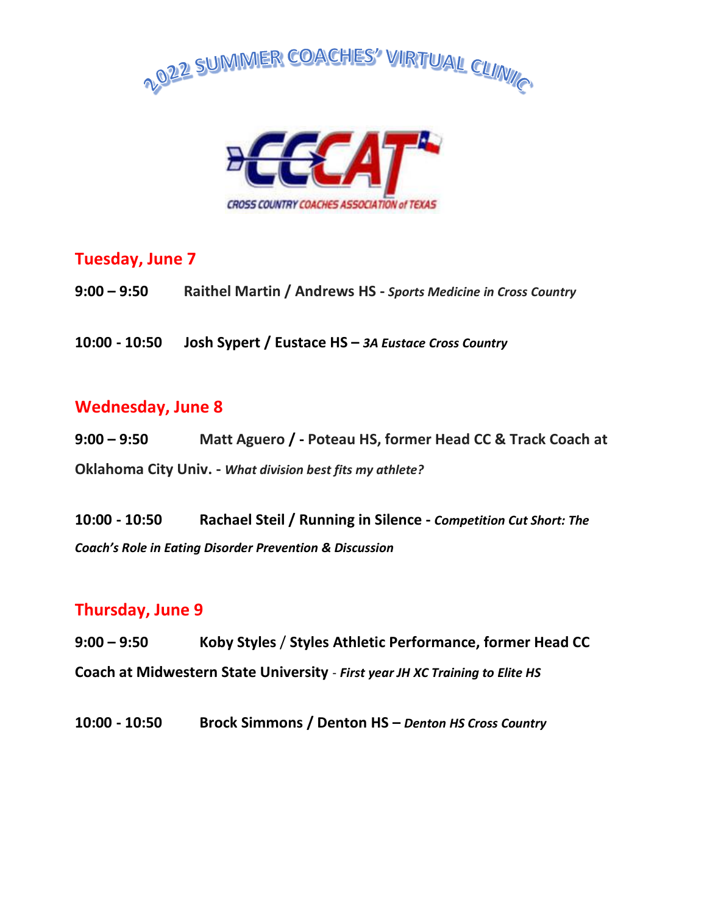# 2022 SUMMER COACHES' VIRTUAL CLINIC

CCCAT

CROSS COUNTRY COACHES ASSOCIATION of TEXAS

## Tuesday, June 7

**9:00 – 9:50** **Raithel Martin / Andrews HS -** ***Sports Medicine in Cross Country***

**10:00 - 10:50** **Josh Sypert / Eustace HS –** ***3A Eustace Cross Country***

## Wednesday, June 8

**9:00 – 9:50** **Matt Aguero / - Poteau HS, former Head CC & Track Coach at Oklahoma City Univ. -** ***What division best fits my athlete?***

**10:00 - 10:50** **Rachael Steil / Running in Silence -** ***Competition Cut Short: The Coach's Role in Eating Disorder Prevention & Discussion***

## Thursday, June 9

**9:00 – 9:50** **Koby Styles** / **Styles Athletic Performance, former Head CC Coach at Midwestern State University** - ***First year JH XC Training to Elite HS***

**10:00 - 10:50** **Brock Simmons / Denton HS –** ***Denton HS Cross Country***